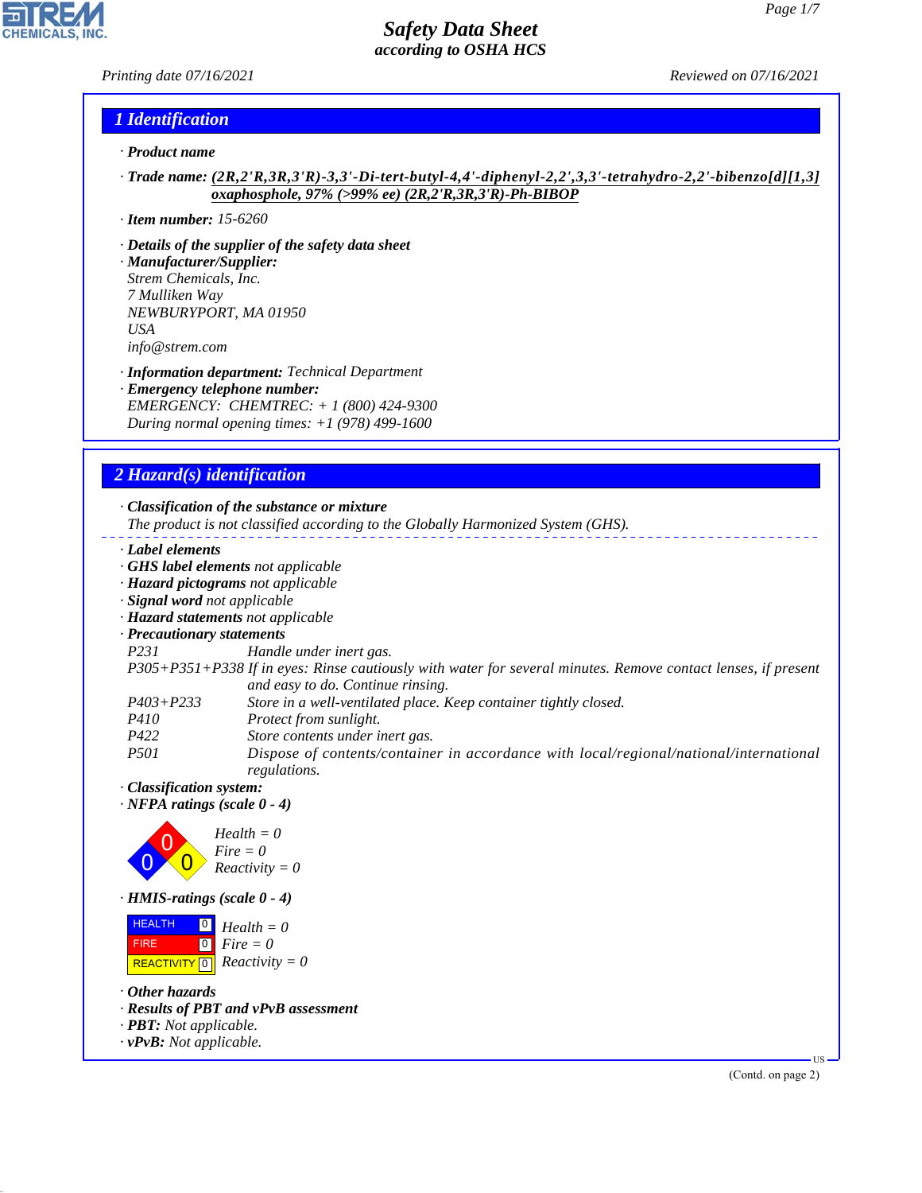# Safety Data Sheet
## according to OSHA HCS

Printing date 07/16/2021 — Reviewed on 07/16/2021

## 1 Identification

· **Product name**

· **Trade name:** (2R,2'R,3R,3'R)-3,3'-Di-tert-butyl-4,4'-diphenyl-2,2',3,3'-tetrahydro-2,2'-bibenzo[d][1,3]oxaphosphole, 97% (>99% ee) (2R,2'R,3R,3'R)-Ph-BIBOP

· **Item number:** 15-6260

· **Details of the supplier of the safety data sheet**

· **Manufacturer/Supplier:**
Strem Chemicals, Inc.
7 Mulliken Way
NEWBURYPORT, MA 01950
USA
info@strem.com

· **Information department:** Technical Department

· **Emergency telephone number:**
EMERGENCY: CHEMTREC: + 1 (800) 424-9300
During normal opening times: +1 (978) 499-1600

## 2 Hazard(s) identification

· **Classification of the substance or mixture**
The product is not classified according to the Globally Harmonized System (GHS).

· **Label elements**
· **GHS label elements** not applicable
· **Hazard pictograms** not applicable
· **Signal word** not applicable
· **Hazard statements** not applicable
· **Precautionary statements**

| | |
|---|---|
| P231 | Handle under inert gas. |
| P305+P351+P338 | If in eyes: Rinse cautiously with water for several minutes. Remove contact lenses, if present and easy to do. Continue rinsing. |
| P403+P233 | Store in a well-ventilated place. Keep container tightly closed. |
| P410 | Protect from sunlight. |
| P422 | Store contents under inert gas. |
| P501 | Dispose of contents/container in accordance with local/regional/national/international regulations. |

· **Classification system:**
· **NFPA ratings (scale 0 - 4)**

Health = 0
Fire = 0
Reactivity = 0

· **HMIS-ratings (scale 0 - 4)**

| | | |
|---|---|---|
| HEALTH | 0 | Health = 0 |
| FIRE | 0 | Fire = 0 |
| REACTIVITY | 0 | Reactivity = 0 |

· **Other hazards**
· **Results of PBT and vPvB assessment**
· **PBT:** Not applicable.
· **vPvB:** Not applicable.

(Contd. on page 2)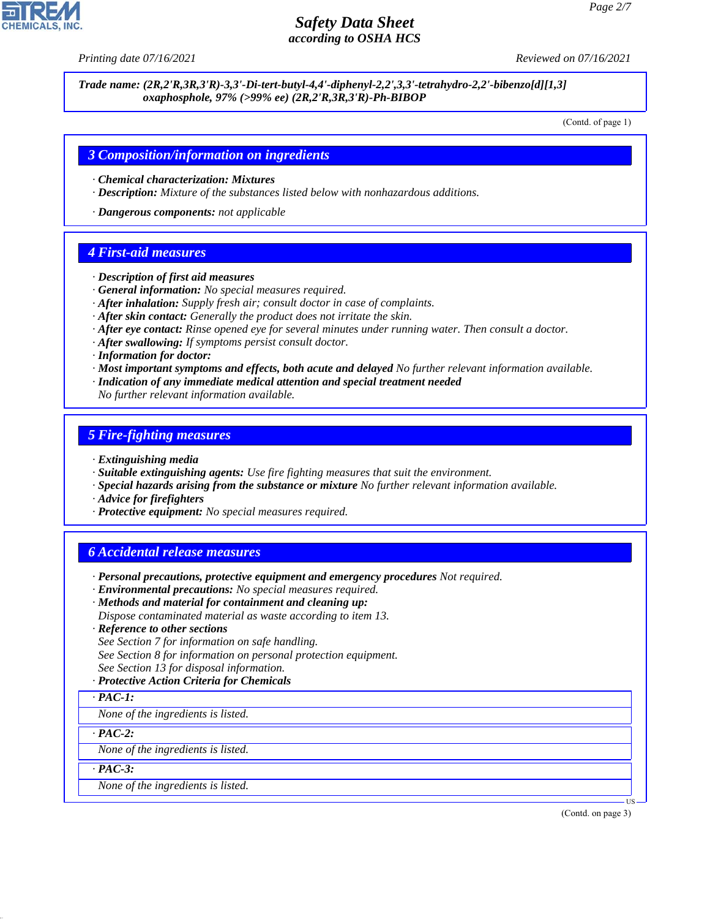**Trade name:** *(2R,2'R,3R,3'R)-3,3'-Di-tert-butyl-4,4'-diphenyl-2,2',3,3'-tetrahydro-2,2'-bibenzo[d][1,3] oxaphosphole, 97% (>99% ee) (2R,2'R,3R,3'R)-Ph-BIBOP*

(Contd. of page 1)

## 3 Composition/information on ingredients

· **Chemical characterization: Mixtures**
· **Description:** *Mixture of the substances listed below with nonhazardous additions.*

· **Dangerous components:** *not applicable*

## 4 First-aid measures

· **Description of first aid measures**
· **General information:** *No special measures required.*
· **After inhalation:** *Supply fresh air; consult doctor in case of complaints.*
· **After skin contact:** *Generally the product does not irritate the skin.*
· **After eye contact:** *Rinse opened eye for several minutes under running water. Then consult a doctor.*
· **After swallowing:** *If symptoms persist consult doctor.*
· **Information for doctor:**
· **Most important symptoms and effects, both acute and delayed** *No further relevant information available.*
· **Indication of any immediate medical attention and special treatment needed**
*No further relevant information available.*

## 5 Fire-fighting measures

· **Extinguishing media**
· **Suitable extinguishing agents:** *Use fire fighting measures that suit the environment.*
· **Special hazards arising from the substance or mixture** *No further relevant information available.*
· **Advice for firefighters**
· **Protective equipment:** *No special measures required.*

## 6 Accidental release measures

· **Personal precautions, protective equipment and emergency procedures** *Not required.*
· **Environmental precautions:** *No special measures required.*
· **Methods and material for containment and cleaning up:**
*Dispose contaminated material as waste according to item 13.*
· **Reference to other sections**
*See Section 7 for information on safe handling.*
*See Section 8 for information on personal protection equipment.*
*See Section 13 for disposal information.*
· **Protective Action Criteria for Chemicals**

· **PAC-1:**
*None of the ingredients is listed.*

· **PAC-2:**
*None of the ingredients is listed.*

· **PAC-3:**
*None of the ingredients is listed.*

(Contd. on page 3)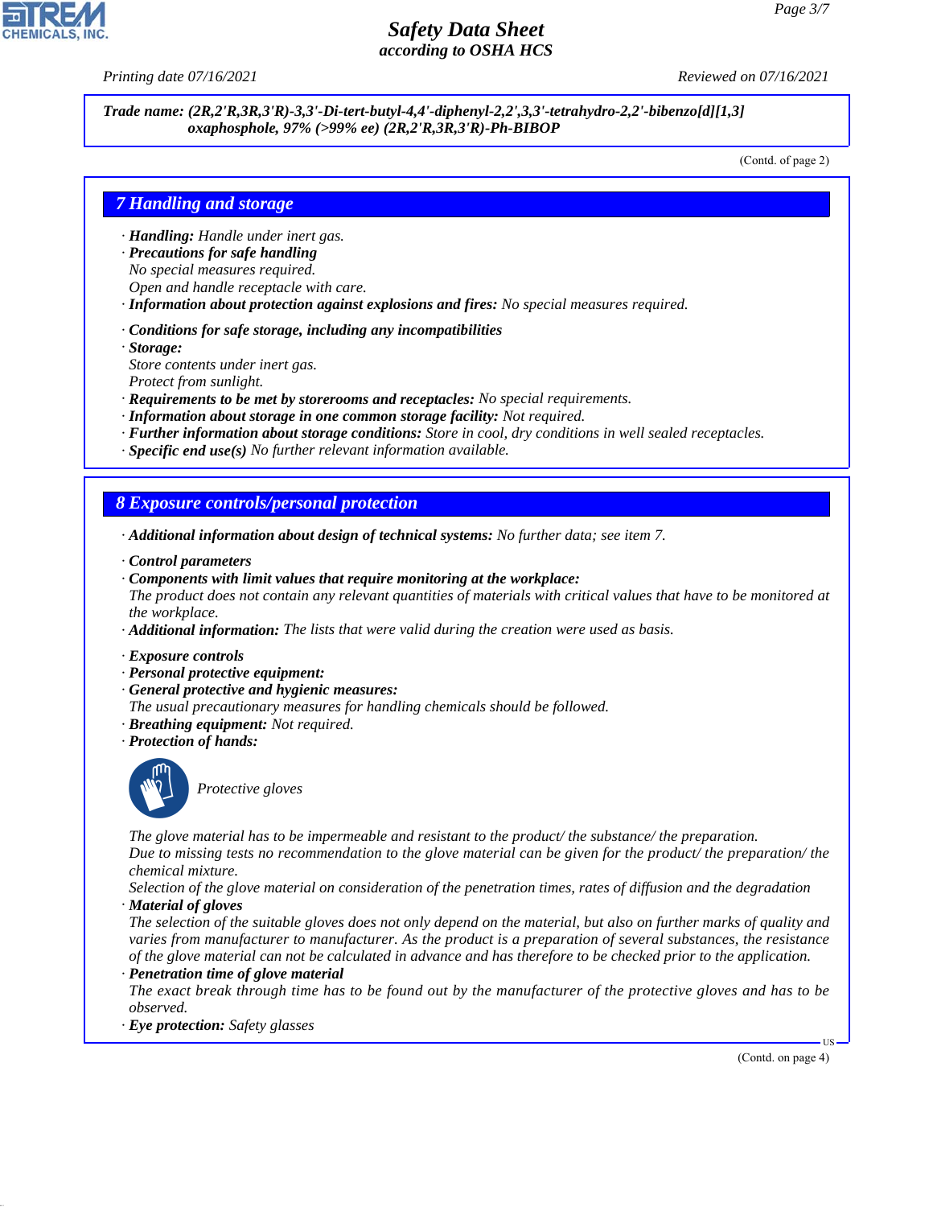Trade name: (2R,2'R,3R,3'R)-3,3'-Di-tert-butyl-4,4'-diphenyl-2,2',3,3'-tetrahydro-2,2'-bibenzo[d][1,3]oxaphosphole, 97% (>99% ee) (2R,2'R,3R,3'R)-Ph-BIBOP

(Contd. of page 2)

## 7 Handling and storage

· **Handling:** Handle under inert gas.
· **Precautions for safe handling**
No special measures required.
Open and handle receptacle with care.
· **Information about protection against explosions and fires:** No special measures required.

· **Conditions for safe storage, including any incompatibilities**
· **Storage:**
Store contents under inert gas.
Protect from sunlight.
· **Requirements to be met by storerooms and receptacles:** No special requirements.
· **Information about storage in one common storage facility:** Not required.
· **Further information about storage conditions:** Store in cool, dry conditions in well sealed receptacles.
· **Specific end use(s)** No further relevant information available.

## 8 Exposure controls/personal protection

· **Additional information about design of technical systems:** No further data; see item 7.

· **Control parameters**
· **Components with limit values that require monitoring at the workplace:**
The product does not contain any relevant quantities of materials with critical values that have to be monitored at the workplace.
· **Additional information:** The lists that were valid during the creation were used as basis.

· **Exposure controls**
· **Personal protective equipment:**
· **General protective and hygienic measures:**
The usual precautionary measures for handling chemicals should be followed.
· **Breathing equipment:** Not required.
· **Protection of hands:**

Protective gloves

The glove material has to be impermeable and resistant to the product/ the substance/ the preparation.
Due to missing tests no recommendation to the glove material can be given for the product/ the preparation/ the chemical mixture.
Selection of the glove material on consideration of the penetration times, rates of diffusion and the degradation
· **Material of gloves**
The selection of the suitable gloves does not only depend on the material, but also on further marks of quality and varies from manufacturer to manufacturer. As the product is a preparation of several substances, the resistance of the glove material can not be calculated in advance and has therefore to be checked prior to the application.
· **Penetration time of glove material**
The exact break through time has to be found out by the manufacturer of the protective gloves and has to be observed.
· **Eye protection:** Safety glasses

(Contd. on page 4)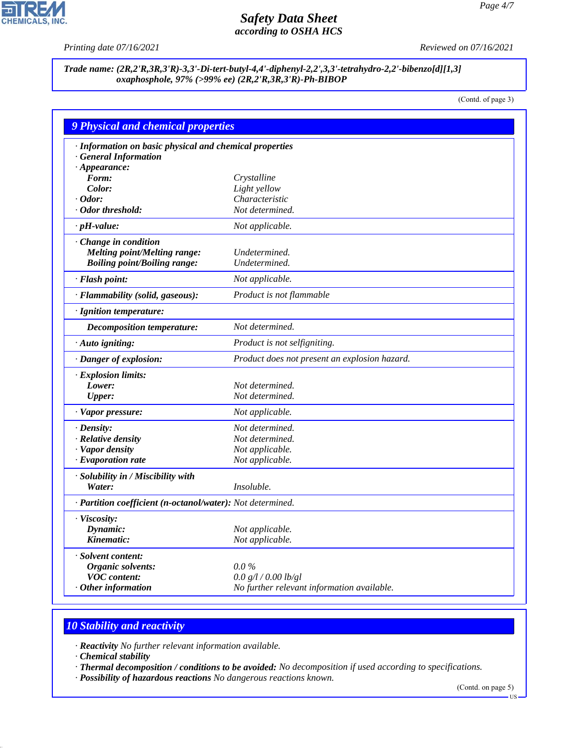**Trade name: (2R,2'R,3R,3'R)-3,3'-Di-tert-butyl-4,4'-diphenyl-2,2',3,3'-tetrahydro-2,2'-bibenzo[d][1,3] oxaphosphole, 97% (>99% ee) (2R,2'R,3R,3'R)-Ph-BIBOP**

(Contd. of page 3)

## 9 Physical and chemical properties

| | |
|---|---|
| **· Information on basic physical and chemical properties** | |
| **· General Information** | |
| **· Appearance:** | |
| **Form:** | Crystalline |
| **Color:** | Light yellow |
| **· Odor:** | Characteristic |
| **· Odor threshold:** | Not determined. |
| **· pH-value:** | Not applicable. |
| **· Change in condition** | |
| **Melting point/Melting range:** | Undetermined. |
| **Boiling point/Boiling range:** | Undetermined. |
| **· Flash point:** | Not applicable. |
| **· Flammability (solid, gaseous):** | Product is not flammable |
| **· Ignition temperature:** | |
| **Decomposition temperature:** | Not determined. |
| **· Auto igniting:** | Product is not selfigniting. |
| **· Danger of explosion:** | Product does not present an explosion hazard. |
| **· Explosion limits:** | |
| **Lower:** | Not determined. |
| **Upper:** | Not determined. |
| **· Vapor pressure:** | Not applicable. |
| **· Density:** | Not determined. |
| **· Relative density** | Not determined. |
| **· Vapor density** | Not applicable. |
| **· Evaporation rate** | Not applicable. |
| **· Solubility in / Miscibility with** | |
| **Water:** | Insoluble. |
| **· Partition coefficient (n-octanol/water):** | Not determined. |
| **· Viscosity:** | |
| **Dynamic:** | Not applicable. |
| **Kinematic:** | Not applicable. |
| **· Solvent content:** | |
| **Organic solvents:** | 0.0 % |
| **VOC content:** | 0.0 g/l / 0.00 lb/gl |
| **· Other information** | No further relevant information available. |

## 10 Stability and reactivity

· **Reactivity** No further relevant information available.
· **Chemical stability**
· **Thermal decomposition / conditions to be avoided:** No decomposition if used according to specifications.
· **Possibility of hazardous reactions** No dangerous reactions known.

(Contd. on page 5)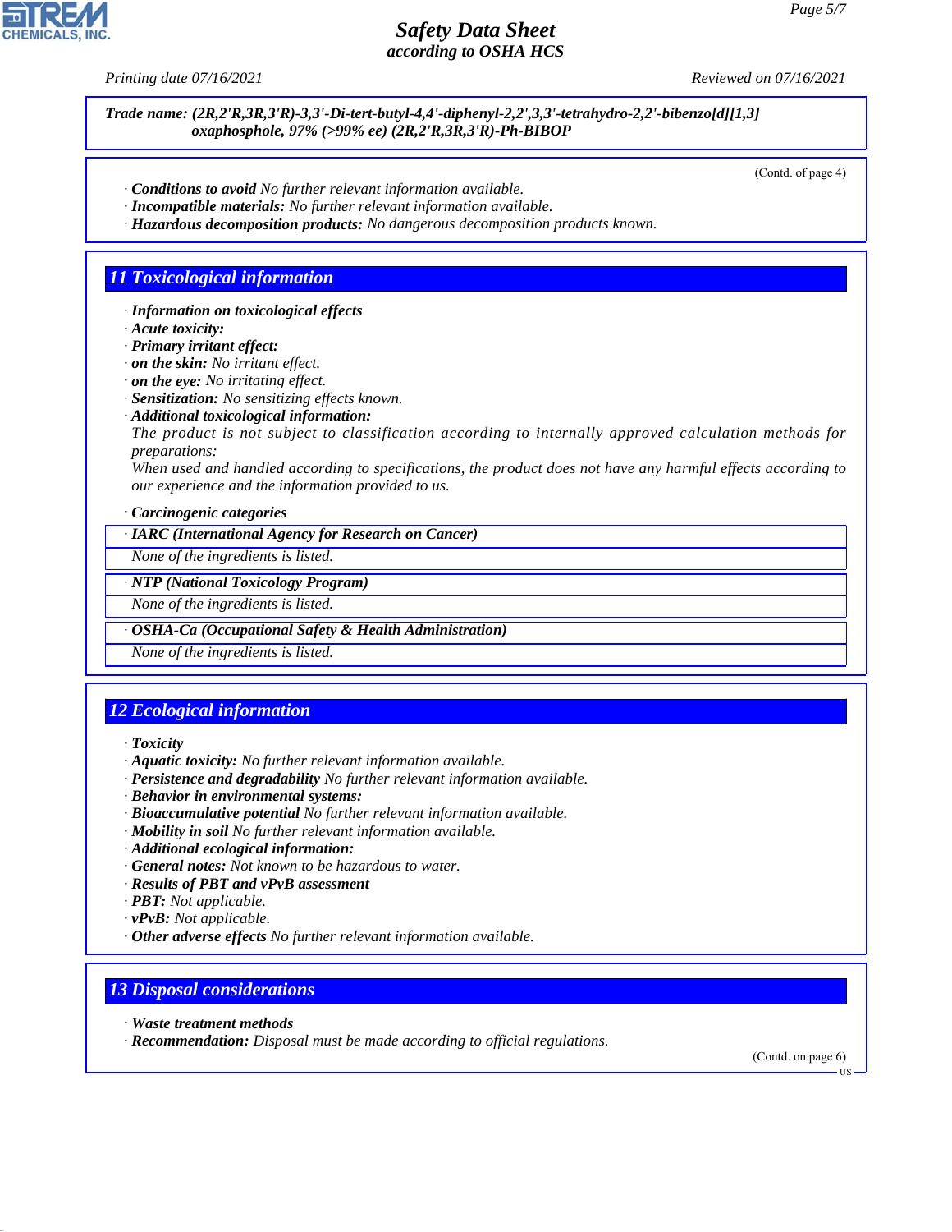**Trade name: (2R,2'R,3R,3'R)-3,3'-Di-tert-butyl-4,4'-diphenyl-2,2',3,3'-tetrahydro-2,2'-bibenzo[d][1,3] oxaphosphole, 97% (>99% ee) (2R,2'R,3R,3'R)-Ph-BIBOP**

(Contd. of page 4)

· **Conditions to avoid** No further relevant information available.
· **Incompatible materials:** No further relevant information available.
· **Hazardous decomposition products:** No dangerous decomposition products known.

## 11 Toxicological information

· **Information on toxicological effects**
· **Acute toxicity:**
· **Primary irritant effect:**
· **on the skin:** No irritant effect.
· **on the eye:** No irritating effect.
· **Sensitization:** No sensitizing effects known.
· **Additional toxicological information:**
The product is not subject to classification according to internally approved calculation methods for preparations:
When used and handled according to specifications, the product does not have any harmful effects according to our experience and the information provided to us.

· **Carcinogenic categories**

· **IARC (International Agency for Research on Cancer)**
None of the ingredients is listed.

· **NTP (National Toxicology Program)**
None of the ingredients is listed.

· **OSHA-Ca (Occupational Safety & Health Administration)**
None of the ingredients is listed.

## 12 Ecological information

· **Toxicity**
· **Aquatic toxicity:** No further relevant information available.
· **Persistence and degradability** No further relevant information available.
· **Behavior in environmental systems:**
· **Bioaccumulative potential** No further relevant information available.
· **Mobility in soil** No further relevant information available.
· **Additional ecological information:**
· **General notes:** Not known to be hazardous to water.
· **Results of PBT and vPvB assessment**
· **PBT:** Not applicable.
· **vPvB:** Not applicable.
· **Other adverse effects** No further relevant information available.

## 13 Disposal considerations

· **Waste treatment methods**
· **Recommendation:** Disposal must be made according to official regulations.

(Contd. on page 6)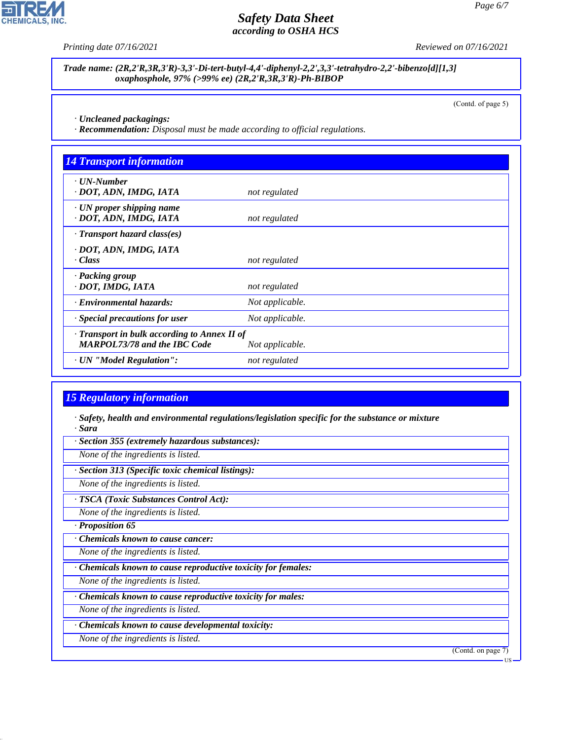Trade name: (2R,2'R,3R,3'R)-3,3'-Di-tert-butyl-4,4'-diphenyl-2,2',3,3'-tetrahydro-2,2'-bibenzo[d][1,3] oxaphosphole, 97% (>99% ee) (2R,2'R,3R,3'R)-Ph-BIBOP

(Contd. of page 5)

· **Uncleaned packagings:**
· **Recommendation:** Disposal must be made according to official regulations.

## 14 Transport information

| | |
|---|---|
| · **UN-Number** · **DOT, ADN, IMDG, IATA** | not regulated |
| · **UN proper shipping name** · **DOT, ADN, IMDG, IATA** | not regulated |
| · **Transport hazard class(es)** · **DOT, ADN, IMDG, IATA** · **Class** | not regulated |
| · **Packing group** · **DOT, IMDG, IATA** | not regulated |
| · **Environmental hazards:** | Not applicable. |
| · **Special precautions for user** | Not applicable. |
| · **Transport in bulk according to Annex II of MARPOL73/78 and the IBC Code** | Not applicable. |
| · **UN "Model Regulation":** | not regulated |

## 15 Regulatory information

· **Safety, health and environmental regulations/legislation specific for the substance or mixture**
· **Sara**

· **Section 355 (extremely hazardous substances):**
None of the ingredients is listed.

· **Section 313 (Specific toxic chemical listings):**
None of the ingredients is listed.

· **TSCA (Toxic Substances Control Act):**
None of the ingredients is listed.

· **Proposition 65**

· **Chemicals known to cause cancer:**
None of the ingredients is listed.

· **Chemicals known to cause reproductive toxicity for females:**
None of the ingredients is listed.

· **Chemicals known to cause reproductive toxicity for males:**
None of the ingredients is listed.

· **Chemicals known to cause developmental toxicity:**
None of the ingredients is listed.

(Contd. on page 7)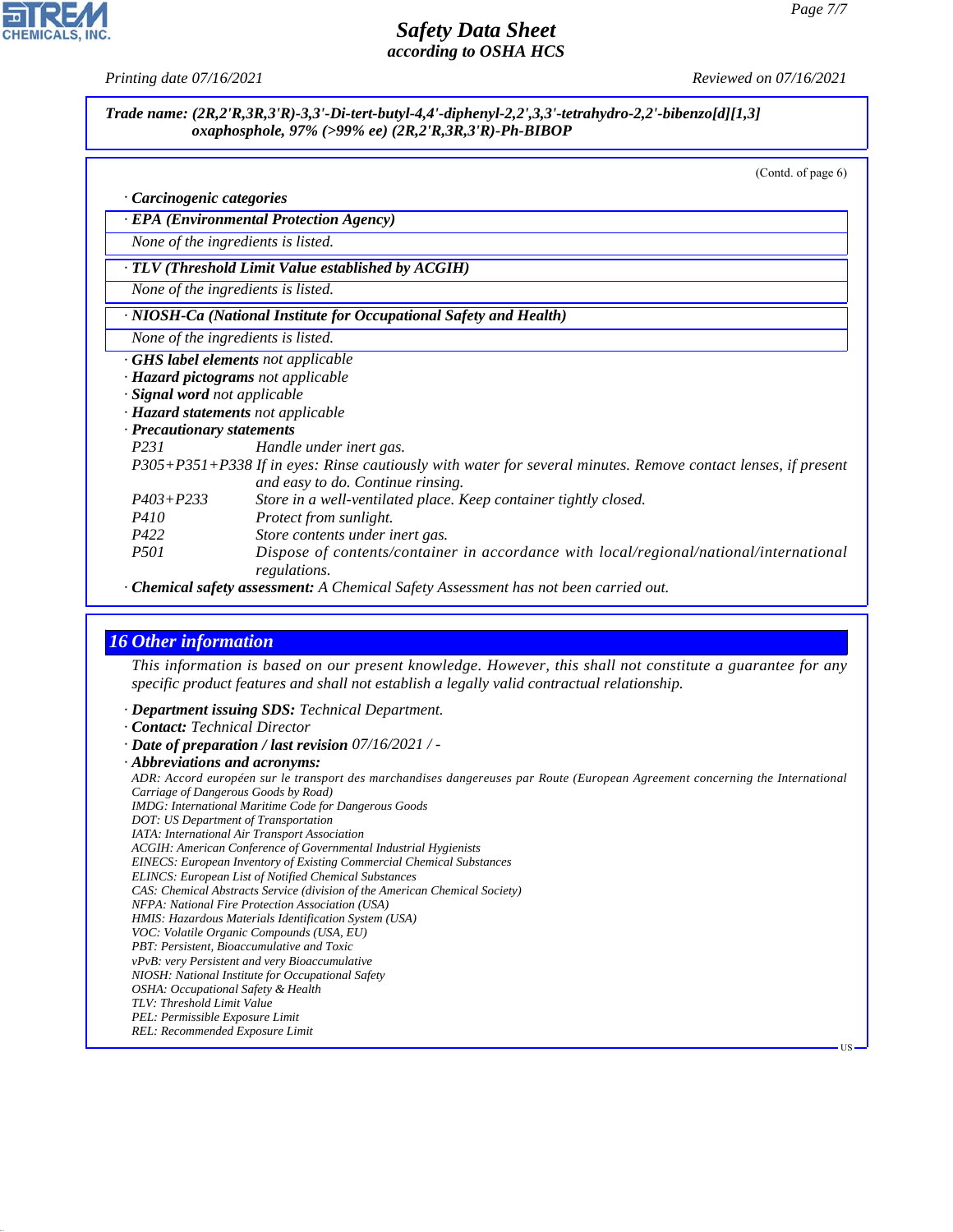**Trade name: (2R,2'R,3R,3'R)-3,3'-Di-tert-butyl-4,4'-diphenyl-2,2',3,3'-tetrahydro-2,2'-bibenzo[d][1,3] oxaphosphole, 97% (>99% ee) (2R,2'R,3R,3'R)-Ph-BIBOP**

(Contd. of page 6)

· **Carcinogenic categories**

· **EPA (Environmental Protection Agency)**

None of the ingredients is listed.

· **TLV (Threshold Limit Value established by ACGIH)**

None of the ingredients is listed.

· **NIOSH-Ca (National Institute for Occupational Safety and Health)**

None of the ingredients is listed.

· **GHS label elements** not applicable
· **Hazard pictograms** not applicable
· **Signal word** not applicable
· **Hazard statements** not applicable
· **Precautionary statements**

| | |
|---|---|
| P231 | Handle under inert gas. |
| P305+P351+P338 | If in eyes: Rinse cautiously with water for several minutes. Remove contact lenses, if present and easy to do. Continue rinsing. |
| P403+P233 | Store in a well-ventilated place. Keep container tightly closed. |
| P410 | Protect from sunlight. |
| P422 | Store contents under inert gas. |
| P501 | Dispose of contents/container in accordance with local/regional/national/international regulations. |

· **Chemical safety assessment:** A Chemical Safety Assessment has not been carried out.

## 16 Other information

This information is based on our present knowledge. However, this shall not constitute a guarantee for any specific product features and shall not establish a legally valid contractual relationship.

· **Department issuing SDS:** Technical Department.
· **Contact:** Technical Director
· **Date of preparation / last revision** 07/16/2021 / -
· **Abbreviations and acronyms:**

ADR: Accord européen sur le transport des marchandises dangereuses par Route (European Agreement concerning the International Carriage of Dangerous Goods by Road)
IMDG: International Maritime Code for Dangerous Goods
DOT: US Department of Transportation
IATA: International Air Transport Association
ACGIH: American Conference of Governmental Industrial Hygienists
EINECS: European Inventory of Existing Commercial Chemical Substances
ELINCS: European List of Notified Chemical Substances
CAS: Chemical Abstracts Service (division of the American Chemical Society)
NFPA: National Fire Protection Association (USA)
HMIS: Hazardous Materials Identification System (USA)
VOC: Volatile Organic Compounds (USA, EU)
PBT: Persistent, Bioaccumulative and Toxic
vPvB: very Persistent and very Bioaccumulative
NIOSH: National Institute for Occupational Safety
OSHA: Occupational Safety & Health
TLV: Threshold Limit Value
PEL: Permissible Exposure Limit
REL: Recommended Exposure Limit